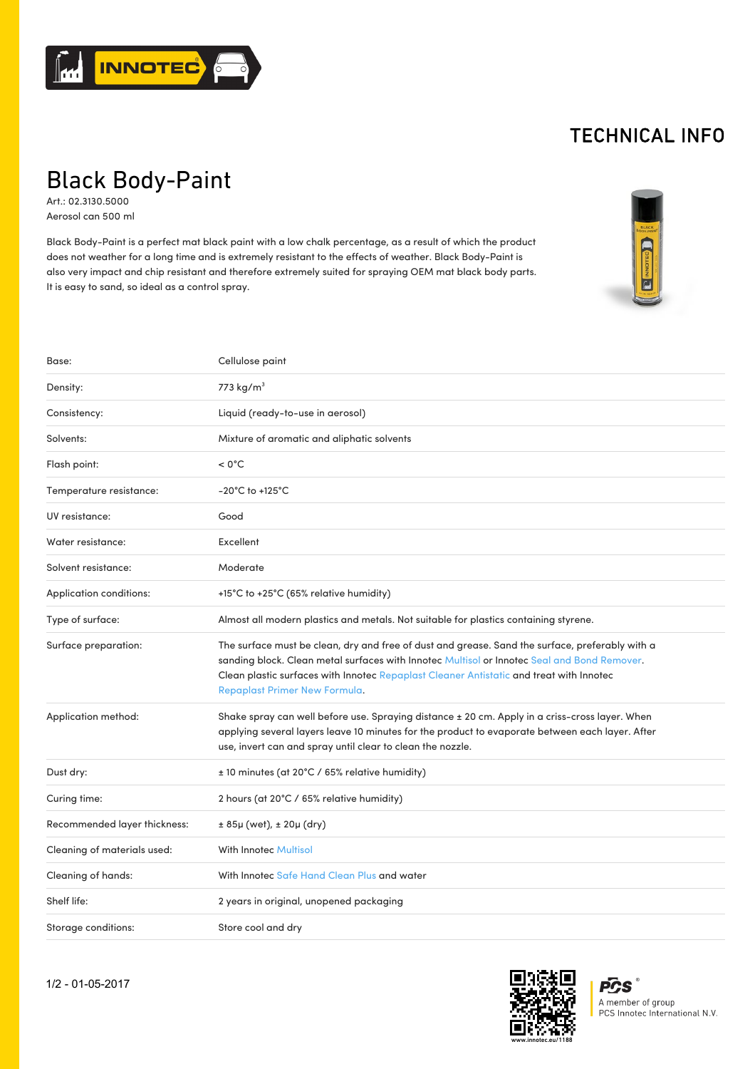# TECHNICAL INFO

# Black Body-Paint

Art.: 02.3130.5000
Aerosol can 500 ml

Black Body-Paint is a perfect mat black paint with a low chalk percentage, as a result of which the product does not weather for a long time and is extremely resistant to the effects of weather. Black Body-Paint is also very impact and chip resistant and therefore extremely suited for spraying OEM mat black body parts. It is easy to sand, so ideal as a control spray.

| | |
|---|---|
| Base: | Cellulose paint |
| Density: | 773 kg/m$^3$ |
| Consistency: | Liquid (ready-to-use in aerosol) |
| Solvents: | Mixture of aromatic and aliphatic solvents |
| Flash point: | < 0°C |
| Temperature resistance: | -20°C to +125°C |
| UV resistance: | Good |
| Water resistance: | Excellent |
| Solvent resistance: | Moderate |
| Application conditions: | +15°C to +25°C (65% relative humidity) |
| Type of surface: | Almost all modern plastics and metals. Not suitable for plastics containing styrene. |
| Surface preparation: | The surface must be clean, dry and free of dust and grease. Sand the surface, preferably with a sanding block. Clean metal surfaces with Innotec Multisol or Innotec Seal and Bond Remover. Clean plastic surfaces with Innotec Repaplast Cleaner Antistatic and treat with Innotec Repaplast Primer New Formula. |
| Application method: | Shake spray can well before use. Spraying distance ± 20 cm. Apply in a criss-cross layer. When applying several layers leave 10 minutes for the product to evaporate between each layer. After use, invert can and spray until clear to clean the nozzle. |
| Dust dry: | ± 10 minutes (at 20°C / 65% relative humidity) |
| Curing time: | 2 hours (at 20°C / 65% relative humidity) |
| Recommended layer thickness: | ± 85µ (wet), ± 20µ (dry) |
| Cleaning of materials used: | With Innotec Multisol |
| Cleaning of hands: | With Innotec Safe Hand Clean Plus and water |
| Shelf life: | 2 years in original, unopened packaging |
| Storage conditions: | Store cool and dry |

1/2 - 01-05-2017

www.innotec.eu/1188

A member of group PCS Innotec International N.V.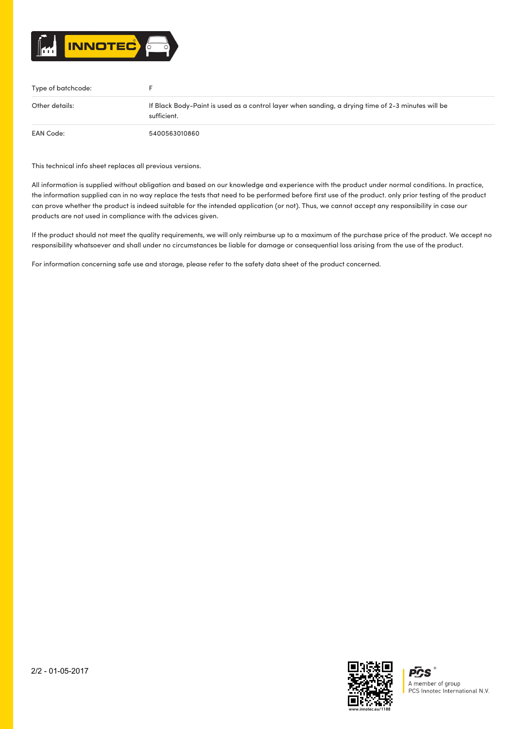| | |
|---|---|
| Type of batchcode: | F |
| Other details: | If Black Body-Paint is used as a control layer when sanding, a drying time of 2-3 minutes will be sufficient. |
| EAN Code: | 5400563010860 |

This technical info sheet replaces all previous versions.

All information is supplied without obligation and based on our knowledge and experience with the product under normal conditions. In practice, the information supplied can in no way replace the tests that need to be performed before first use of the product. only prior testing of the product can prove whether the product is indeed suitable for the intended application (or not). Thus, we cannot accept any responsibility in case our products are not used in compliance with the advices given.

If the product should not meet the quality requirements, we will only reimburse up to a maximum of the purchase price of the product. We accept no responsibility whatsoever and shall under no circumstances be liable for damage or consequential loss arising from the use of the product.

For information concerning safe use and storage, please refer to the safety data sheet of the product concerned.

01-05-2017

www.innotec.eu/1188

A member of group PCS Innotec International N.V.